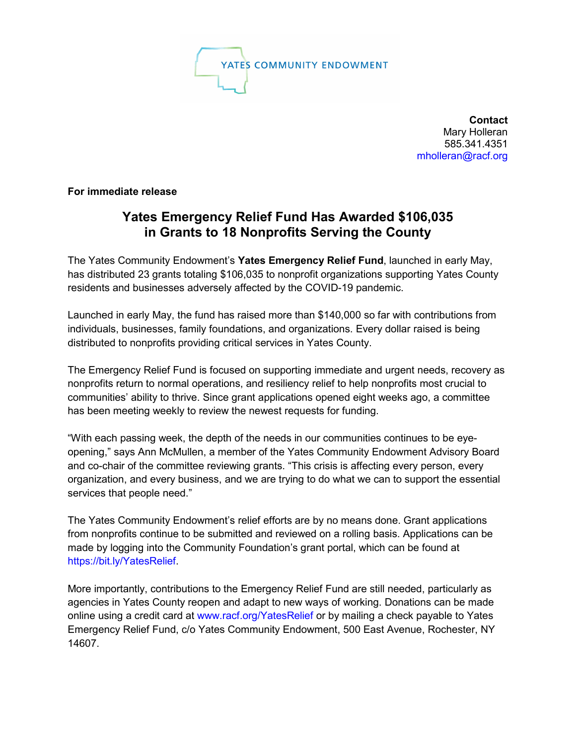YATES COMMUNITY ENDOWMENT

**Contact**
Mary Holleran
585.341.4351
mholleran@racf.org

**For immediate release**

## Yates Emergency Relief Fund Has Awarded $106,035 in Grants to 18 Nonprofits Serving the County

The Yates Community Endowment's **Yates Emergency Relief Fund**, launched in early May, has distributed 23 grants totaling $106,035 to nonprofit organizations supporting Yates County residents and businesses adversely affected by the COVID-19 pandemic.

Launched in early May, the fund has raised more than $140,000 so far with contributions from individuals, businesses, family foundations, and organizations. Every dollar raised is being distributed to nonprofits providing critical services in Yates County.

The Emergency Relief Fund is focused on supporting immediate and urgent needs, recovery as nonprofits return to normal operations, and resiliency relief to help nonprofits most crucial to communities' ability to thrive. Since grant applications opened eight weeks ago, a committee has been meeting weekly to review the newest requests for funding.

"With each passing week, the depth of the needs in our communities continues to be eye-opening," says Ann McMullen, a member of the Yates Community Endowment Advisory Board and co-chair of the committee reviewing grants. "This crisis is affecting every person, every organization, and every business, and we are trying to do what we can to support the essential services that people need."

The Yates Community Endowment's relief efforts are by no means done. Grant applications from nonprofits continue to be submitted and reviewed on a rolling basis. Applications can be made by logging into the Community Foundation's grant portal, which can be found at https://bit.ly/YatesRelief.

More importantly, contributions to the Emergency Relief Fund are still needed, particularly as agencies in Yates County reopen and adapt to new ways of working. Donations can be made online using a credit card at www.racf.org/YatesRelief or by mailing a check payable to Yates Emergency Relief Fund, c/o Yates Community Endowment, 500 East Avenue, Rochester, NY 14607.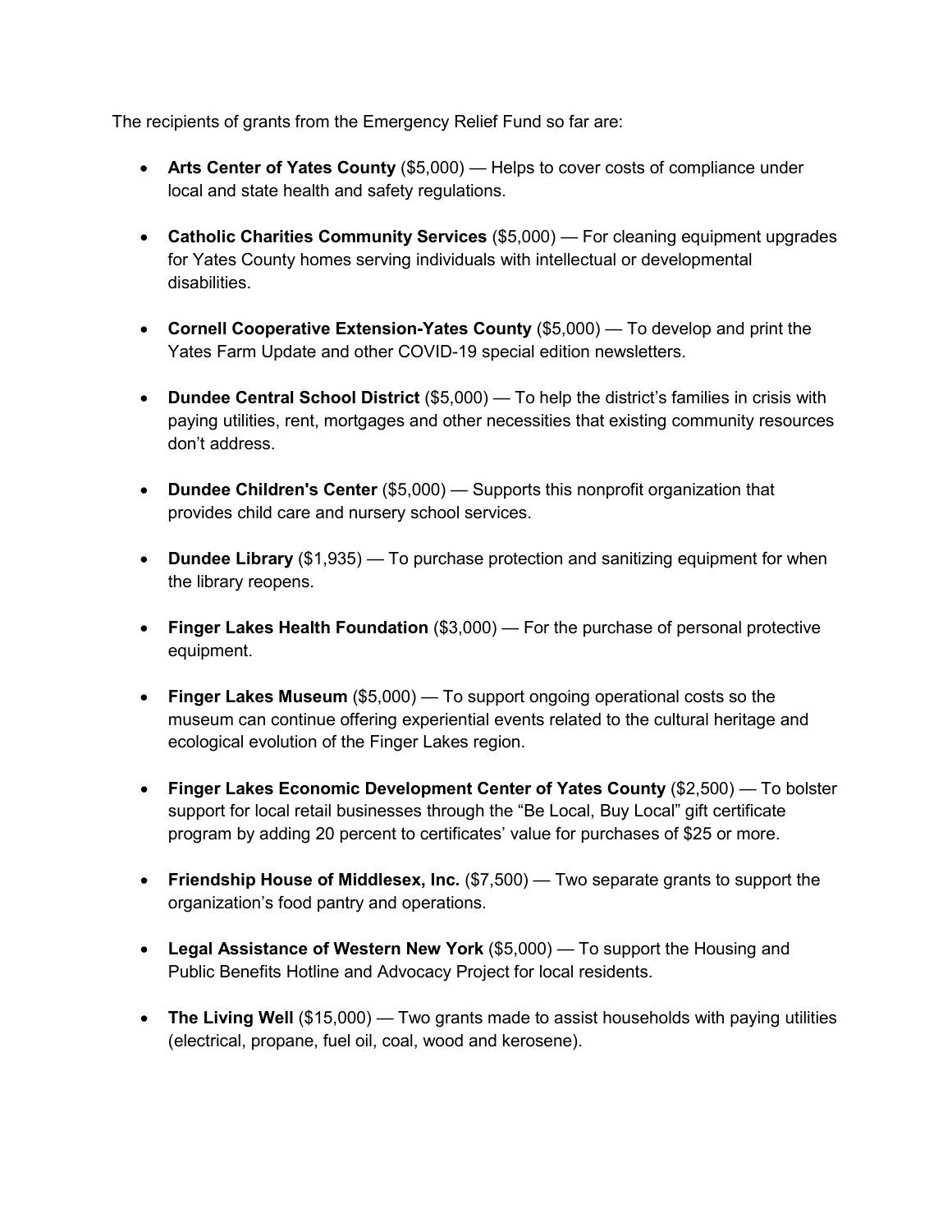The recipients of grants from the Emergency Relief Fund so far are:

- **Arts Center of Yates County** ($5,000) — Helps to cover costs of compliance under local and state health and safety regulations.
- **Catholic Charities Community Services** ($5,000) — For cleaning equipment upgrades for Yates County homes serving individuals with intellectual or developmental disabilities.
- **Cornell Cooperative Extension-Yates County** ($5,000) — To develop and print the Yates Farm Update and other COVID-19 special edition newsletters.
- **Dundee Central School District** ($5,000) — To help the district's families in crisis with paying utilities, rent, mortgages and other necessities that existing community resources don't address.
- **Dundee Children's Center** ($5,000) — Supports this nonprofit organization that provides child care and nursery school services.
- **Dundee Library** ($1,935) — To purchase protection and sanitizing equipment for when the library reopens.
- **Finger Lakes Health Foundation** ($3,000) — For the purchase of personal protective equipment.
- **Finger Lakes Museum** ($5,000) — To support ongoing operational costs so the museum can continue offering experiential events related to the cultural heritage and ecological evolution of the Finger Lakes region.
- **Finger Lakes Economic Development Center of Yates County** ($2,500) — To bolster support for local retail businesses through the "Be Local, Buy Local" gift certificate program by adding 20 percent to certificates' value for purchases of $25 or more.
- **Friendship House of Middlesex, Inc.** ($7,500) — Two separate grants to support the organization's food pantry and operations.
- **Legal Assistance of Western New York** ($5,000) — To support the Housing and Public Benefits Hotline and Advocacy Project for local residents.
- **The Living Well** ($15,000) — Two grants made to assist households with paying utilities (electrical, propane, fuel oil, coal, wood and kerosene).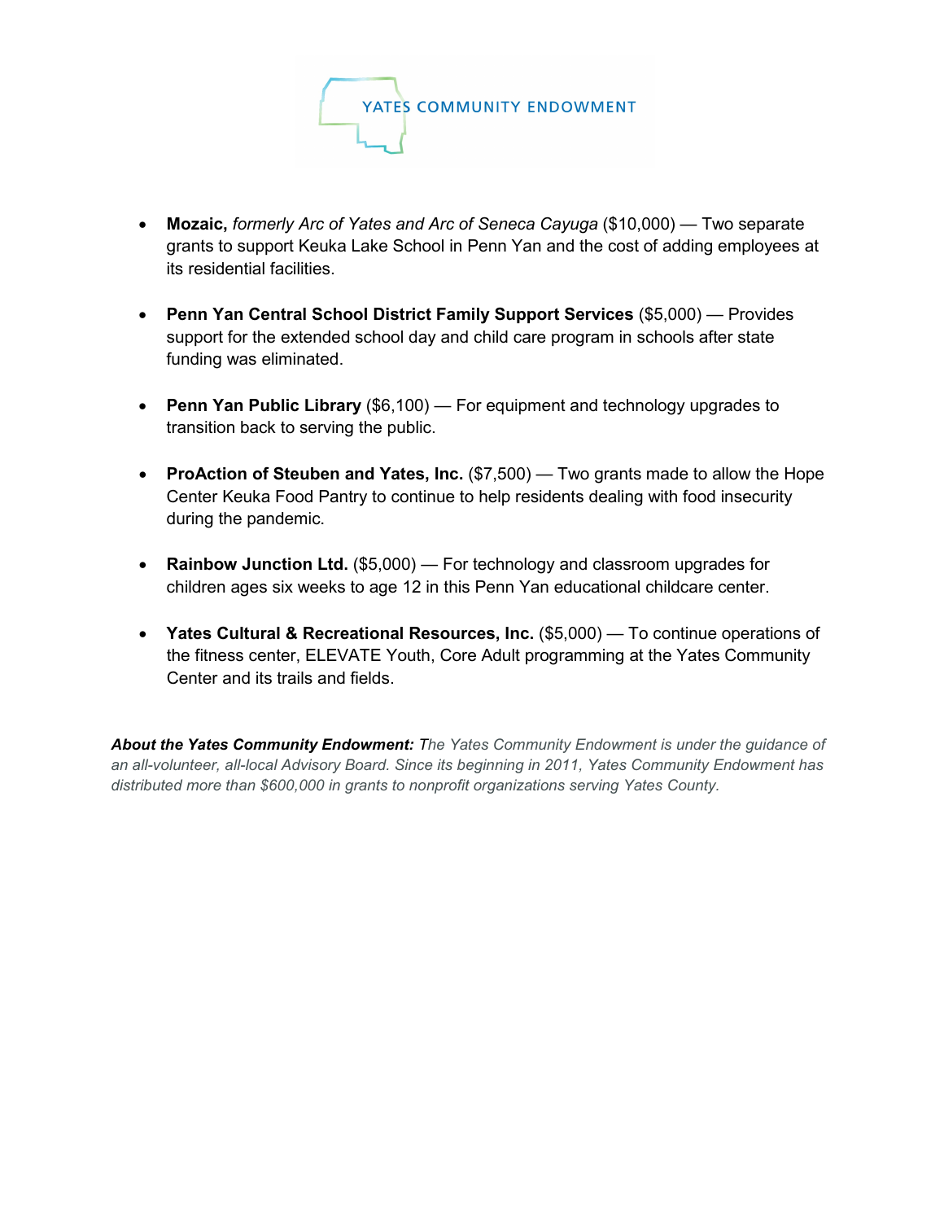YATES COMMUNITY ENDOWMENT

- **Mozaic,** *formerly Arc of Yates and Arc of Seneca Cayuga* ($10,000) — Two separate grants to support Keuka Lake School in Penn Yan and the cost of adding employees at its residential facilities.

- **Penn Yan Central School District Family Support Services** ($5,000) — Provides support for the extended school day and child care program in schools after state funding was eliminated.

- **Penn Yan Public Library** ($6,100) — For equipment and technology upgrades to transition back to serving the public.

- **ProAction of Steuben and Yates, Inc.** ($7,500) — Two grants made to allow the Hope Center Keuka Food Pantry to continue to help residents dealing with food insecurity during the pandemic.

- **Rainbow Junction Ltd.** ($5,000) — For technology and classroom upgrades for children ages six weeks to age 12 in this Penn Yan educational childcare center.

- **Yates Cultural & Recreational Resources, Inc.** ($5,000) — To continue operations of the fitness center, ELEVATE Youth, Core Adult programming at the Yates Community Center and its trails and fields.

***About the Yates Community Endowment:*** *The Yates Community Endowment is under the guidance of an all-volunteer, all-local Advisory Board. Since its beginning in 2011, Yates Community Endowment has distributed more than $600,000 in grants to nonprofit organizations serving Yates County.*